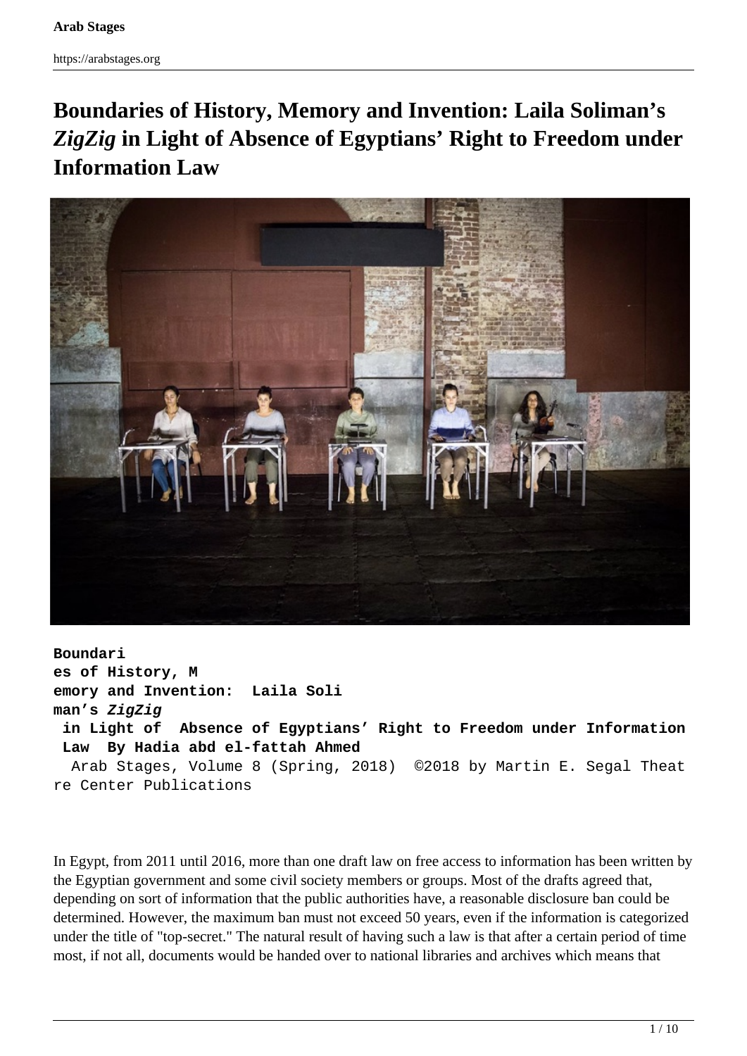# Boundaries of History, Memory and Invention: Laila Soliman's *ZigZig* in Light of Absence of Egyptians' Right to Freedom under Information Law

**Boundaries of History, Memory and Invention: Laila Soliman's *ZigZig* in Light of Absence of Egyptians' Right to Freedom under Information Law By Hadia abd el-fattah Ahmed**

Arab Stages, Volume 8 (Spring, 2018) ©2018 by Martin E. Segal Theatre Center Publications

In Egypt, from 2011 until 2016, more than one draft law on free access to information has been written by the Egyptian government and some civil society members or groups. Most of the drafts agreed that, depending on sort of information that the public authorities have, a reasonable disclosure ban could be determined. However, the maximum ban must not exceed 50 years, even if the information is categorized under the title of "top-secret." The natural result of having such a law is that after a certain period of time most, if not all, documents would be handed over to national libraries and archives which means that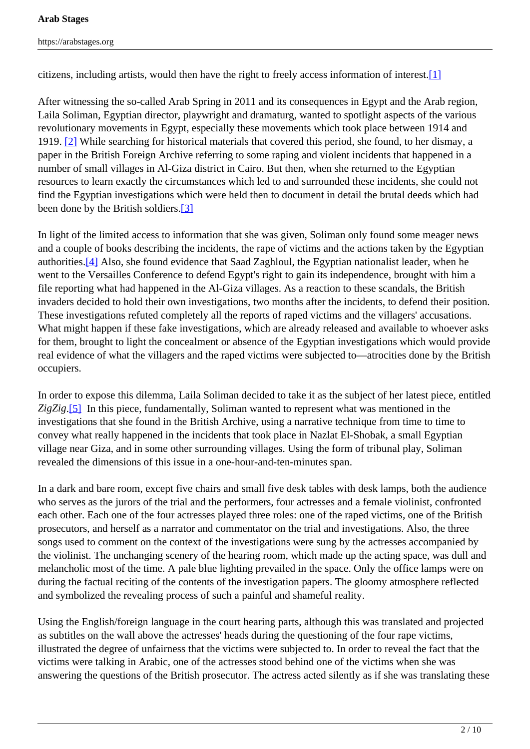citizens, including artists, would then have the right to freely access information of interest.[1]

After witnessing the so-called Arab Spring in 2011 and its consequences in Egypt and the Arab region, Laila Soliman, Egyptian director, playwright and dramaturg, wanted to spotlight aspects of the various revolutionary movements in Egypt, especially these movements which took place between 1914 and 1919. [2] While searching for historical materials that covered this period, she found, to her dismay, a paper in the British Foreign Archive referring to some raping and violent incidents that happened in a number of small villages in Al-Giza district in Cairo. But then, when she returned to the Egyptian resources to learn exactly the circumstances which led to and surrounded these incidents, she could not find the Egyptian investigations which were held then to document in detail the brutal deeds which had been done by the British soldiers.[3]

In light of the limited access to information that she was given, Soliman only found some meager news and a couple of books describing the incidents, the rape of victims and the actions taken by the Egyptian authorities.[4] Also, she found evidence that Saad Zaghloul, the Egyptian nationalist leader, when he went to the Versailles Conference to defend Egypt's right to gain its independence, brought with him a file reporting what had happened in the Al-Giza villages. As a reaction to these scandals, the British invaders decided to hold their own investigations, two months after the incidents, to defend their position. These investigations refuted completely all the reports of raped victims and the villagers' accusations. What might happen if these fake investigations, which are already released and available to whoever asks for them, brought to light the concealment or absence of the Egyptian investigations which would provide real evidence of what the villagers and the raped victims were subjected to—atrocities done by the British occupiers.

In order to expose this dilemma, Laila Soliman decided to take it as the subject of her latest piece, entitled *ZigZig*.[5] In this piece, fundamentally, Soliman wanted to represent what was mentioned in the investigations that she found in the British Archive, using a narrative technique from time to time to convey what really happened in the incidents that took place in Nazlat El-Shobak, a small Egyptian village near Giza, and in some other surrounding villages. Using the form of tribunal play, Soliman revealed the dimensions of this issue in a one-hour-and-ten-minutes span.

In a dark and bare room, except five chairs and small five desk tables with desk lamps, both the audience who serves as the jurors of the trial and the performers, four actresses and a female violinist, confronted each other. Each one of the four actresses played three roles: one of the raped victims, one of the British prosecutors, and herself as a narrator and commentator on the trial and investigations. Also, the three songs used to comment on the context of the investigations were sung by the actresses accompanied by the violinist. The unchanging scenery of the hearing room, which made up the acting space, was dull and melancholic most of the time. A pale blue lighting prevailed in the space. Only the office lamps were on during the factual reciting of the contents of the investigation papers. The gloomy atmosphere reflected and symbolized the revealing process of such a painful and shameful reality.

Using the English/foreign language in the court hearing parts, although this was translated and projected as subtitles on the wall above the actresses' heads during the questioning of the four rape victims, illustrated the degree of unfairness that the victims were subjected to. In order to reveal the fact that the victims were talking in Arabic, one of the actresses stood behind one of the victims when she was answering the questions of the British prosecutor. The actress acted silently as if she was translating these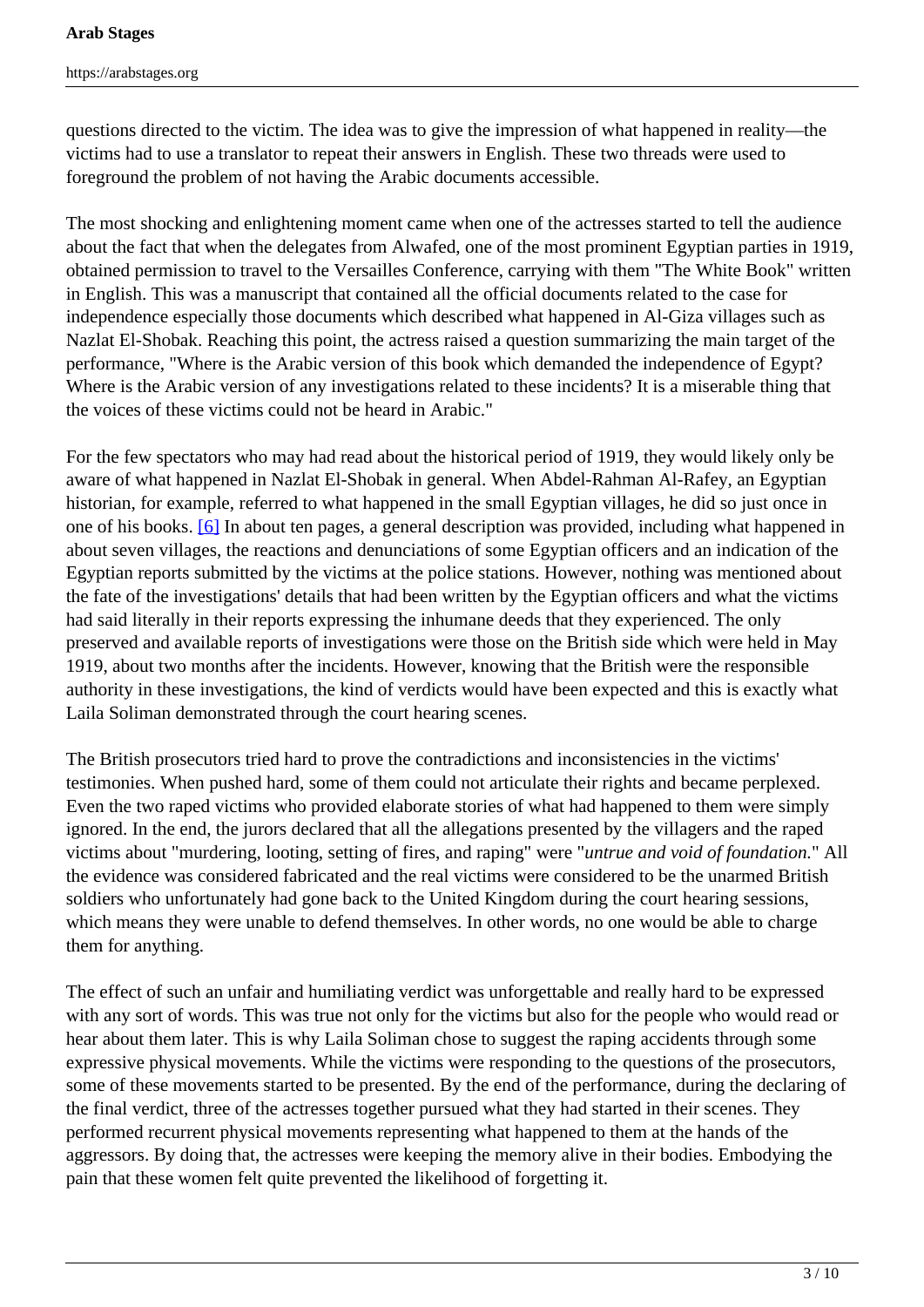questions directed to the victim. The idea was to give the impression of what happened in reality—the victims had to use a translator to repeat their answers in English. These two threads were used to foreground the problem of not having the Arabic documents accessible.

The most shocking and enlightening moment came when one of the actresses started to tell the audience about the fact that when the delegates from Alwafed, one of the most prominent Egyptian parties in 1919, obtained permission to travel to the Versailles Conference, carrying with them "The White Book" written in English. This was a manuscript that contained all the official documents related to the case for independence especially those documents which described what happened in Al-Giza villages such as Nazlat El-Shobak. Reaching this point, the actress raised a question summarizing the main target of the performance, "Where is the Arabic version of this book which demanded the independence of Egypt? Where is the Arabic version of any investigations related to these incidents? It is a miserable thing that the voices of these victims could not be heard in Arabic."

For the few spectators who may had read about the historical period of 1919, they would likely only be aware of what happened in Nazlat El-Shobak in general. When Abdel-Rahman Al-Rafey, an Egyptian historian, for example, referred to what happened in the small Egyptian villages, he did so just once in one of his books. [6] In about ten pages, a general description was provided, including what happened in about seven villages, the reactions and denunciations of some Egyptian officers and an indication of the Egyptian reports submitted by the victims at the police stations. However, nothing was mentioned about the fate of the investigations' details that had been written by the Egyptian officers and what the victims had said literally in their reports expressing the inhumane deeds that they experienced. The only preserved and available reports of investigations were those on the British side which were held in May 1919, about two months after the incidents. However, knowing that the British were the responsible authority in these investigations, the kind of verdicts would have been expected and this is exactly what Laila Soliman demonstrated through the court hearing scenes.

The British prosecutors tried hard to prove the contradictions and inconsistencies in the victims' testimonies. When pushed hard, some of them could not articulate their rights and became perplexed. Even the two raped victims who provided elaborate stories of what had happened to them were simply ignored. In the end, the jurors declared that all the allegations presented by the villagers and the raped victims about "murdering, looting, setting of fires, and raping" were "*untrue and void of foundation.*" All the evidence was considered fabricated and the real victims were considered to be the unarmed British soldiers who unfortunately had gone back to the United Kingdom during the court hearing sessions, which means they were unable to defend themselves. In other words, no one would be able to charge them for anything.

The effect of such an unfair and humiliating verdict was unforgettable and really hard to be expressed with any sort of words. This was true not only for the victims but also for the people who would read or hear about them later. This is why Laila Soliman chose to suggest the raping accidents through some expressive physical movements. While the victims were responding to the questions of the prosecutors, some of these movements started to be presented. By the end of the performance, during the declaring of the final verdict, three of the actresses together pursued what they had started in their scenes. They performed recurrent physical movements representing what happened to them at the hands of the aggressors. By doing that, the actresses were keeping the memory alive in their bodies. Embodying the pain that these women felt quite prevented the likelihood of forgetting it.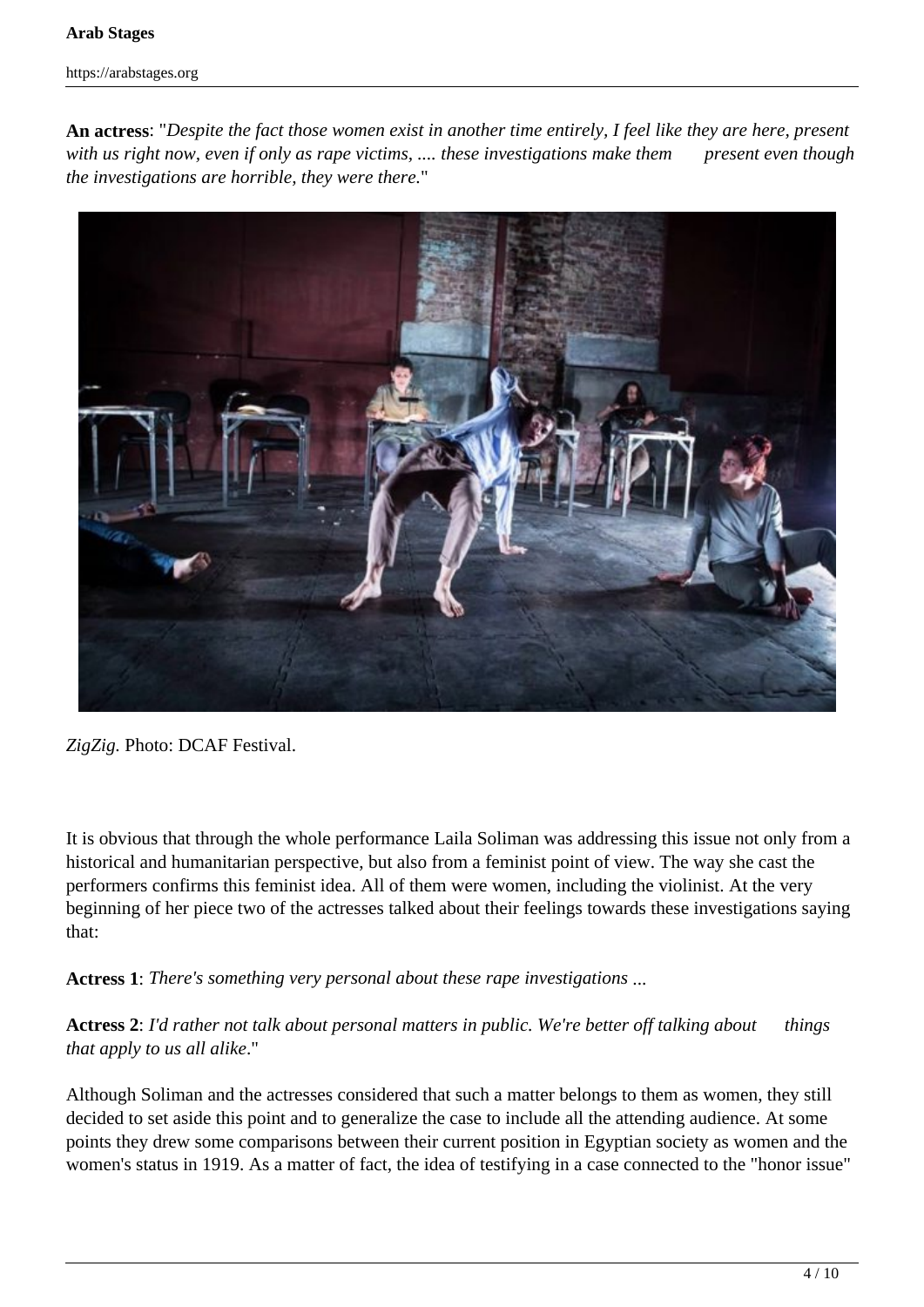**An actress**: "*Despite the fact those women exist in another time entirely, I feel like they are here, present with us right now, even if only as rape victims, .... these investigations make them present even though the investigations are horrible, they were there.*"

*ZigZig.* Photo: DCAF Festival.

It is obvious that through the whole performance Laila Soliman was addressing this issue not only from a historical and humanitarian perspective, but also from a feminist point of view. The way she cast the performers confirms this feminist idea. All of them were women, including the violinist. At the very beginning of her piece two of the actresses talked about their feelings towards these investigations saying that:

**Actress 1**: *There's something very personal about these rape investigations ...*

**Actress 2**: *I'd rather not talk about personal matters in public. We're better off talking about things that apply to us all alike*."

Although Soliman and the actresses considered that such a matter belongs to them as women, they still decided to set aside this point and to generalize the case to include all the attending audience. At some points they drew some comparisons between their current position in Egyptian society as women and the women's status in 1919. As a matter of fact, the idea of testifying in a case connected to the "honor issue"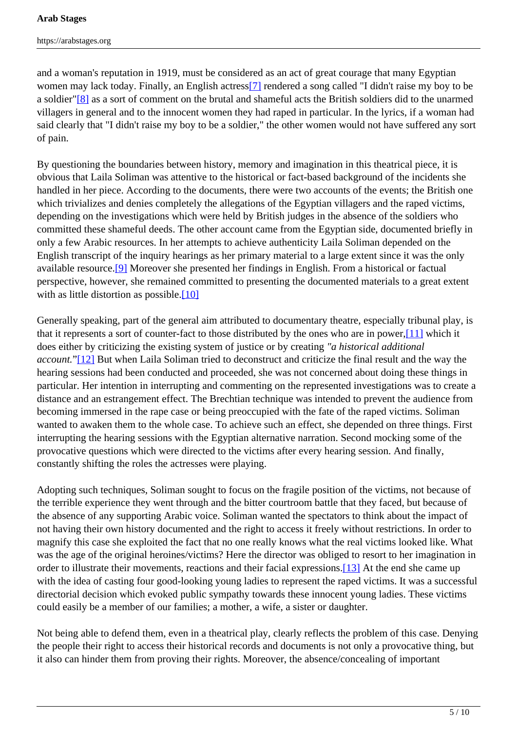and a woman's reputation in 1919, must be considered as an act of great courage that many Egyptian women may lack today. Finally, an English actress[7] rendered a song called "I didn't raise my boy to be a soldier"[8] as a sort of comment on the brutal and shameful acts the British soldiers did to the unarmed villagers in general and to the innocent women they had raped in particular. In the lyrics, if a woman had said clearly that "I didn't raise my boy to be a soldier," the other women would not have suffered any sort of pain.

By questioning the boundaries between history, memory and imagination in this theatrical piece, it is obvious that Laila Soliman was attentive to the historical or fact-based background of the incidents she handled in her piece. According to the documents, there were two accounts of the events; the British one which trivializes and denies completely the allegations of the Egyptian villagers and the raped victims, depending on the investigations which were held by British judges in the absence of the soldiers who committed these shameful deeds. The other account came from the Egyptian side, documented briefly in only a few Arabic resources. In her attempts to achieve authenticity Laila Soliman depended on the English transcript of the inquiry hearings as her primary material to a large extent since it was the only available resource.[9] Moreover she presented her findings in English. From a historical or factual perspective, however, she remained committed to presenting the documented materials to a great extent with as little distortion as possible.[10]

Generally speaking, part of the general aim attributed to documentary theatre, especially tribunal play, is that it represents a sort of counter-fact to those distributed by the ones who are in power,[11] which it does either by criticizing the existing system of justice or by creating *"a historical additional account."*[12] But when Laila Soliman tried to deconstruct and criticize the final result and the way the hearing sessions had been conducted and proceeded, she was not concerned about doing these things in particular. Her intention in interrupting and commenting on the represented investigations was to create a distance and an estrangement effect. The Brechtian technique was intended to prevent the audience from becoming immersed in the rape case or being preoccupied with the fate of the raped victims. Soliman wanted to awaken them to the whole case. To achieve such an effect, she depended on three things. First interrupting the hearing sessions with the Egyptian alternative narration. Second mocking some of the provocative questions which were directed to the victims after every hearing session. And finally, constantly shifting the roles the actresses were playing.

Adopting such techniques, Soliman sought to focus on the fragile position of the victims, not because of the terrible experience they went through and the bitter courtroom battle that they faced, but because of the absence of any supporting Arabic voice. Soliman wanted the spectators to think about the impact of not having their own history documented and the right to access it freely without restrictions. In order to magnify this case she exploited the fact that no one really knows what the real victims looked like. What was the age of the original heroines/victims? Here the director was obliged to resort to her imagination in order to illustrate their movements, reactions and their facial expressions.[13] At the end she came up with the idea of casting four good-looking young ladies to represent the raped victims. It was a successful directorial decision which evoked public sympathy towards these innocent young ladies. These victims could easily be a member of our families; a mother, a wife, a sister or daughter.

Not being able to defend them, even in a theatrical play, clearly reflects the problem of this case. Denying the people their right to access their historical records and documents is not only a provocative thing, but it also can hinder them from proving their rights. Moreover, the absence/concealing of important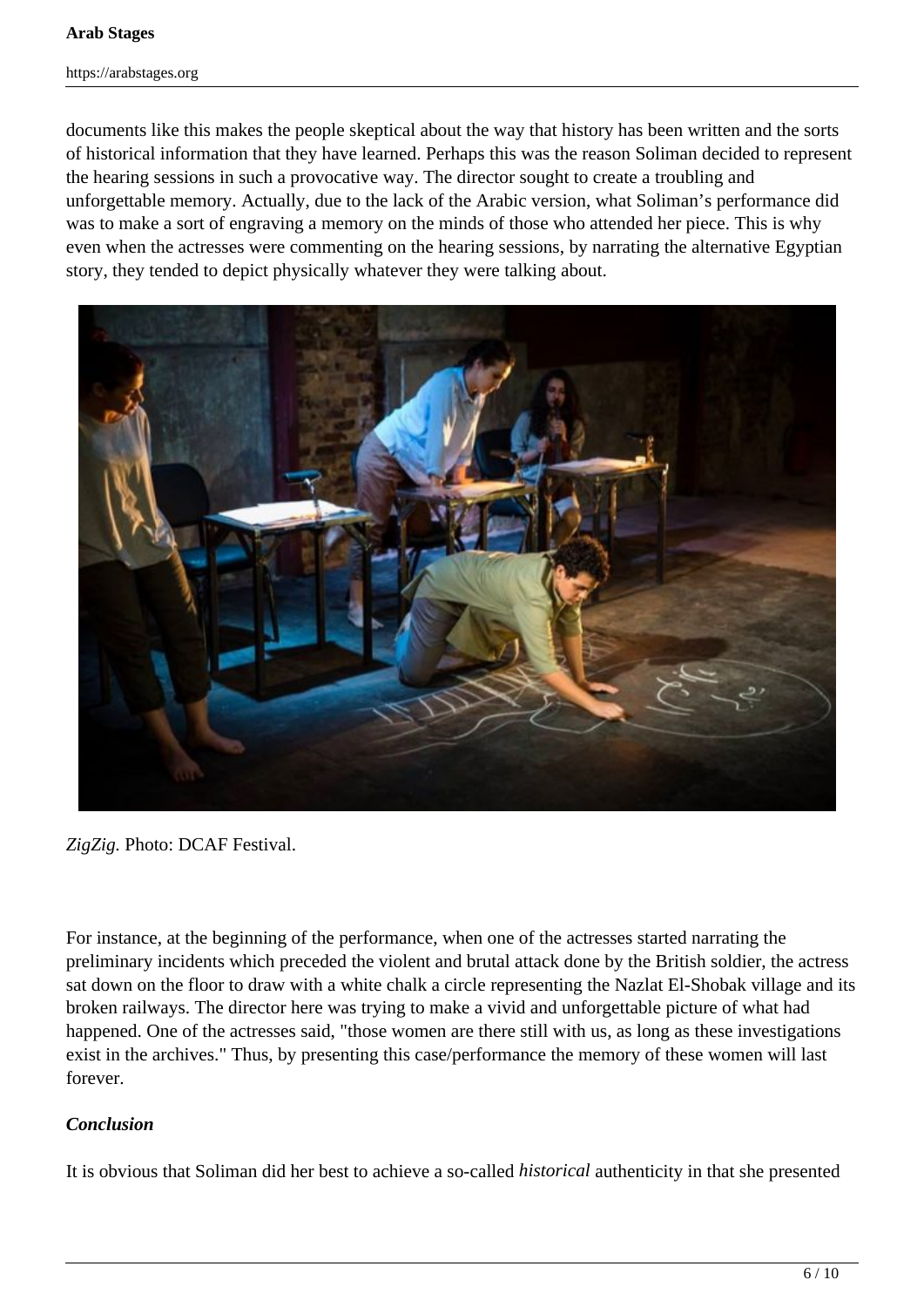documents like this makes the people skeptical about the way that history has been written and the sorts of historical information that they have learned. Perhaps this was the reason Soliman decided to represent the hearing sessions in such a provocative way. The director sought to create a troubling and unforgettable memory. Actually, due to the lack of the Arabic version, what Soliman's performance did was to make a sort of engraving a memory on the minds of those who attended her piece. This is why even when the actresses were commenting on the hearing sessions, by narrating the alternative Egyptian story, they tended to depict physically whatever they were talking about.

*ZigZig.* Photo: DCAF Festival.

For instance, at the beginning of the performance, when one of the actresses started narrating the preliminary incidents which preceded the violent and brutal attack done by the British soldier, the actress sat down on the floor to draw with a white chalk a circle representing the Nazlat El-Shobak village and its broken railways. The director here was trying to make a vivid and unforgettable picture of what had happened. One of the actresses said, "those women are there still with us, as long as these investigations exist in the archives." Thus, by presenting this case/performance the memory of these women will last forever.

***Conclusion***

It is obvious that Soliman did her best to achieve a so-called *historical* authenticity in that she presented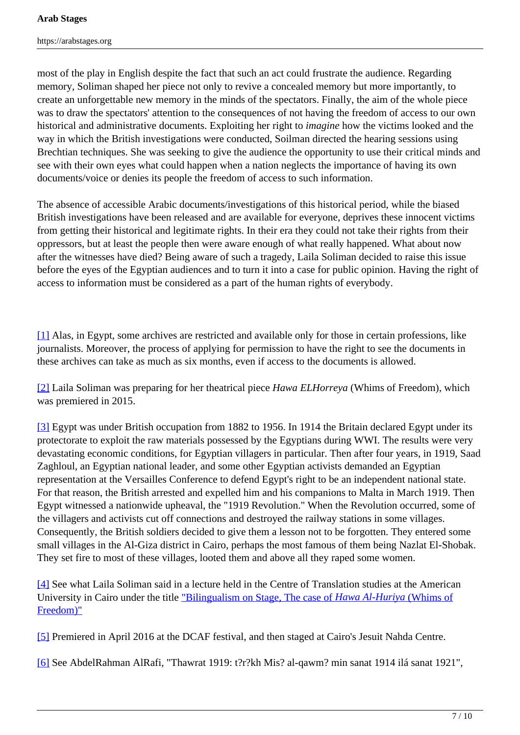most of the play in English despite the fact that such an act could frustrate the audience. Regarding memory, Soliman shaped her piece not only to revive a concealed memory but more importantly, to create an unforgettable new memory in the minds of the spectators. Finally, the aim of the whole piece was to draw the spectators' attention to the consequences of not having the freedom of access to our own historical and administrative documents. Exploiting her right to *imagine* how the victims looked and the way in which the British investigations were conducted, Soilman directed the hearing sessions using Brechtian techniques. She was seeking to give the audience the opportunity to use their critical minds and see with their own eyes what could happen when a nation neglects the importance of having its own documents/voice or denies its people the freedom of access to such information.

The absence of accessible Arabic documents/investigations of this historical period, while the biased British investigations have been released and are available for everyone, deprives these innocent victims from getting their historical and legitimate rights. In their era they could not take their rights from their oppressors, but at least the people then were aware enough of what really happened. What about now after the witnesses have died? Being aware of such a tragedy, Laila Soliman decided to raise this issue before the eyes of the Egyptian audiences and to turn it into a case for public opinion. Having the right of access to information must be considered as a part of the human rights of everybody.

[1] Alas, in Egypt, some archives are restricted and available only for those in certain professions, like journalists. Moreover, the process of applying for permission to have the right to see the documents in these archives can take as much as six months, even if access to the documents is allowed.

[2] Laila Soliman was preparing for her theatrical piece *Hawa ELHorreya* (Whims of Freedom), which was premiered in 2015.

[3] Egypt was under British occupation from 1882 to 1956. In 1914 the Britain declared Egypt under its protectorate to exploit the raw materials possessed by the Egyptians during WWI. The results were very devastating economic conditions, for Egyptian villagers in particular. Then after four years, in 1919, Saad Zaghloul, an Egyptian national leader, and some other Egyptian activists demanded an Egyptian representation at the Versailles Conference to defend Egypt's right to be an independent national state. For that reason, the British arrested and expelled him and his companions to Malta in March 1919. Then Egypt witnessed a nationwide upheaval, the "1919 Revolution." When the Revolution occurred, some of the villagers and activists cut off connections and destroyed the railway stations in some villages. Consequently, the British soldiers decided to give them a lesson not to be forgotten. They entered some small villages in the Al-Giza district in Cairo, perhaps the most famous of them being Nazlat El-Shobak. They set fire to most of these villages, looted them and above all they raped some women.

[4] See what Laila Soliman said in a lecture held in the Centre of Translation studies at the American University in Cairo under the title "Bilingualism on Stage, The case of *Hawa Al-Huriya* (Whims of Freedom)"

[5] Premiered in April 2016 at the DCAF festival, and then staged at Cairo's Jesuit Nahda Centre.

[6] See AbdelRahman AlRafi, "Thawrat 1919: t?r?kh Mis? al-qawm? min sanat 1914 ilá sanat 1921",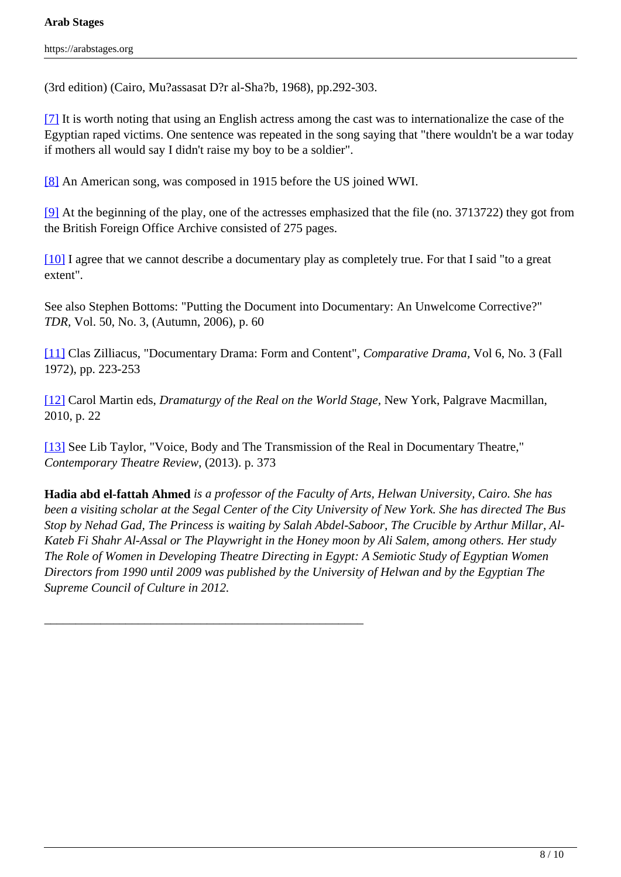(3rd edition) (Cairo, Mu?assasat D?r al-Sha?b, 1968), pp.292-303.

[7] It is worth noting that using an English actress among the cast was to internationalize the case of the Egyptian raped victims. One sentence was repeated in the song saying that "there wouldn't be a war today if mothers all would say I didn't raise my boy to be a soldier".

[8] An American song, was composed in 1915 before the US joined WWI.

[9] At the beginning of the play, one of the actresses emphasized that the file (no. 3713722) they got from the British Foreign Office Archive consisted of 275 pages.

[10] I agree that we cannot describe a documentary play as completely true. For that I said "to a great extent".

See also Stephen Bottoms: "Putting the Document into Documentary: An Unwelcome Corrective?" *TDR*, Vol. 50, No. 3, (Autumn, 2006), p. 60

[11] Clas Zilliacus, "Documentary Drama: Form and Content", *Comparative Drama*, Vol 6, No. 3 (Fall 1972), pp. 223-253

[12] Carol Martin eds, *Dramaturgy of the Real on the World Stage*, New York, Palgrave Macmillan, 2010, p. 22

[13] See Lib Taylor, "Voice, Body and The Transmission of the Real in Documentary Theatre," *Contemporary Theatre Review*, (2013). p. 373

**Hadia abd el-fattah Ahmed** *is a professor of the Faculty of Arts, Helwan University, Cairo. She has been a visiting scholar at the Segal Center of the City University of New York. She has directed The Bus Stop by Nehad Gad, The Princess is waiting by Salah Abdel-Saboor, The Crucible by Arthur Millar, Al-Kateb Fi Shahr Al-Assal or The Playwright in the Honey moon by Ali Salem, among others. Her study The Role of Women in Developing Theatre Directing in Egypt: A Semiotic Study of Egyptian Women Directors from 1990 until 2009 was published by the University of Helwan and by the Egyptian The Supreme Council of Culture in 2012.*

______________________________________________________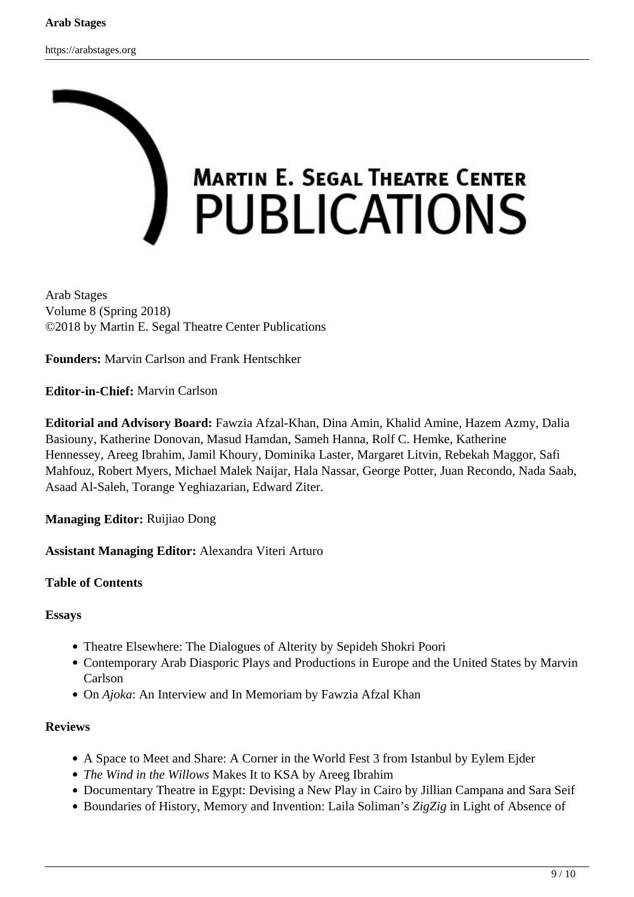Arab Stages
Volume 8 (Spring 2018)
©2018 by Martin E. Segal Theatre Center Publications

**Founders:** Marvin Carlson and Frank Hentschker

**Editor-in-Chief:** Marvin Carlson

**Editorial and Advisory Board:** Fawzia Afzal-Khan, Dina Amin, Khalid Amine, Hazem Azmy, Dalia Basiouny, Katherine Donovan, Masud Hamdan, Sameh Hanna, Rolf C. Hemke, Katherine Hennessey, Areeg Ibrahim, Jamil Khoury, Dominika Laster, Margaret Litvin, Rebekah Maggor, Safi Mahfouz, Robert Myers, Michael Malek Naijar, Hala Nassar, George Potter, Juan Recondo, Nada Saab, Asaad Al-Saleh, Torange Yeghiazarian, Edward Ziter.

**Managing Editor:** Ruijiao Dong

**Assistant Managing Editor:** Alexandra Viteri Arturo

**Table of Contents**

**Essays**

- Theatre Elsewhere: The Dialogues of Alterity by Sepideh Shokri Poori
- Contemporary Arab Diasporic Plays and Productions in Europe and the United States by Marvin Carlson
- On *Ajoka*: An Interview and In Memoriam by Fawzia Afzal Khan

**Reviews**

- A Space to Meet and Share: A Corner in the World Fest 3 from Istanbul by Eylem Ejder
- *The Wind in the Willows* Makes It to KSA by Areeg Ibrahim
- Documentary Theatre in Egypt: Devising a New Play in Cairo by Jillian Campana and Sara Seif
- Boundaries of History, Memory and Invention: Laila Soliman's *ZigZig* in Light of Absence of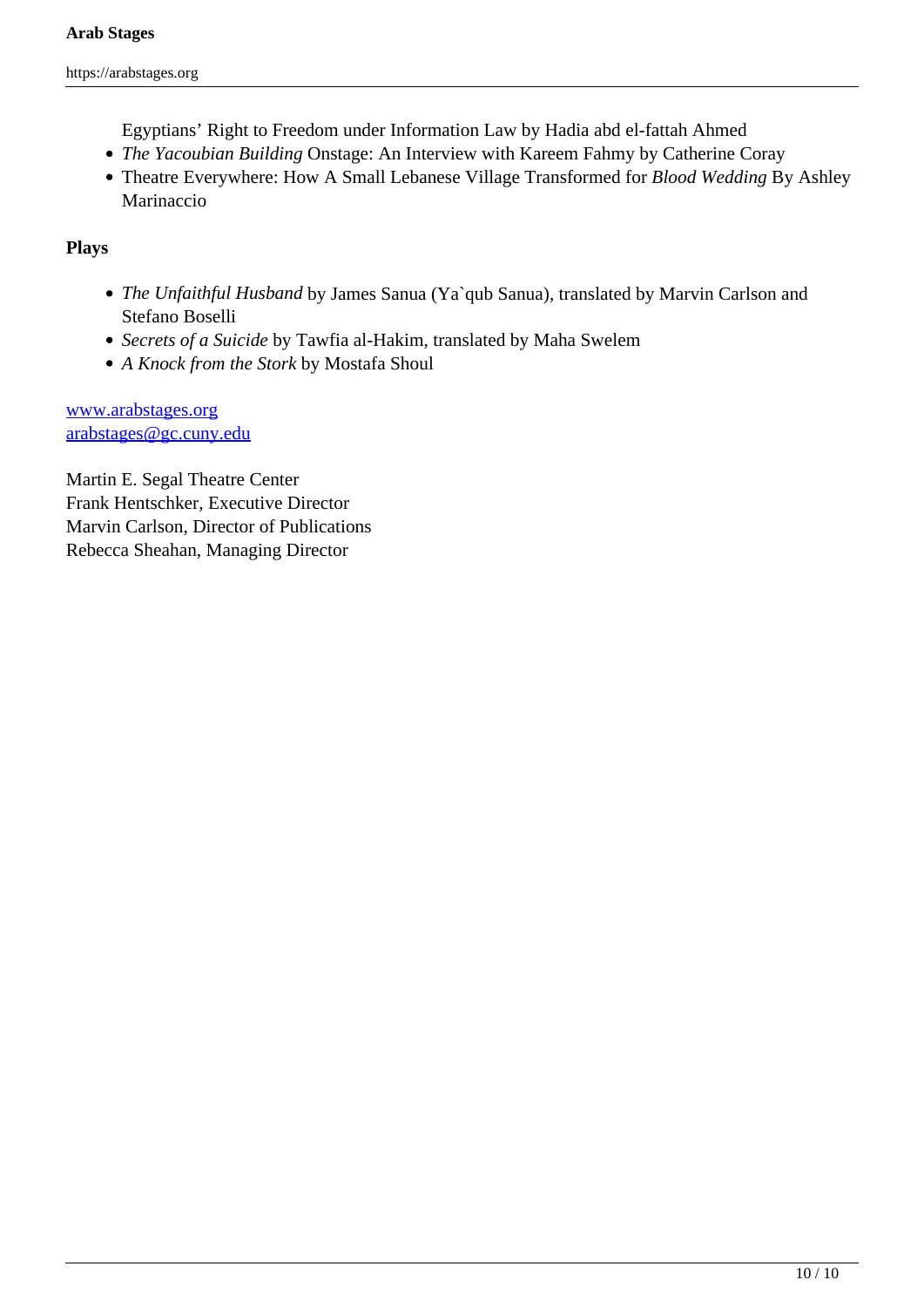Egyptians' Right to Freedom under Information Law by Hadia abd el-fattah Ahmed
- *The Yacoubian Building* Onstage: An Interview with Kareem Fahmy by Catherine Coray
- Theatre Everywhere: How A Small Lebanese Village Transformed for *Blood Wedding* By Ashley Marinaccio

**Plays**

- *The Unfaithful Husband* by James Sanua (Ya`qub Sanua), translated by Marvin Carlson and Stefano Boselli
- *Secrets of a Suicide* by Tawfia al-Hakim, translated by Maha Swelem
- *A Knock from the Stork* by Mostafa Shoul

[www.arabstages.org](http://www.arabstages.org)
[arabstages@gc.cuny.edu](mailto:arabstages@gc.cuny.edu)

Martin E. Segal Theatre Center
Frank Hentschker, Executive Director
Marvin Carlson, Director of Publications
Rebecca Sheahan, Managing Director